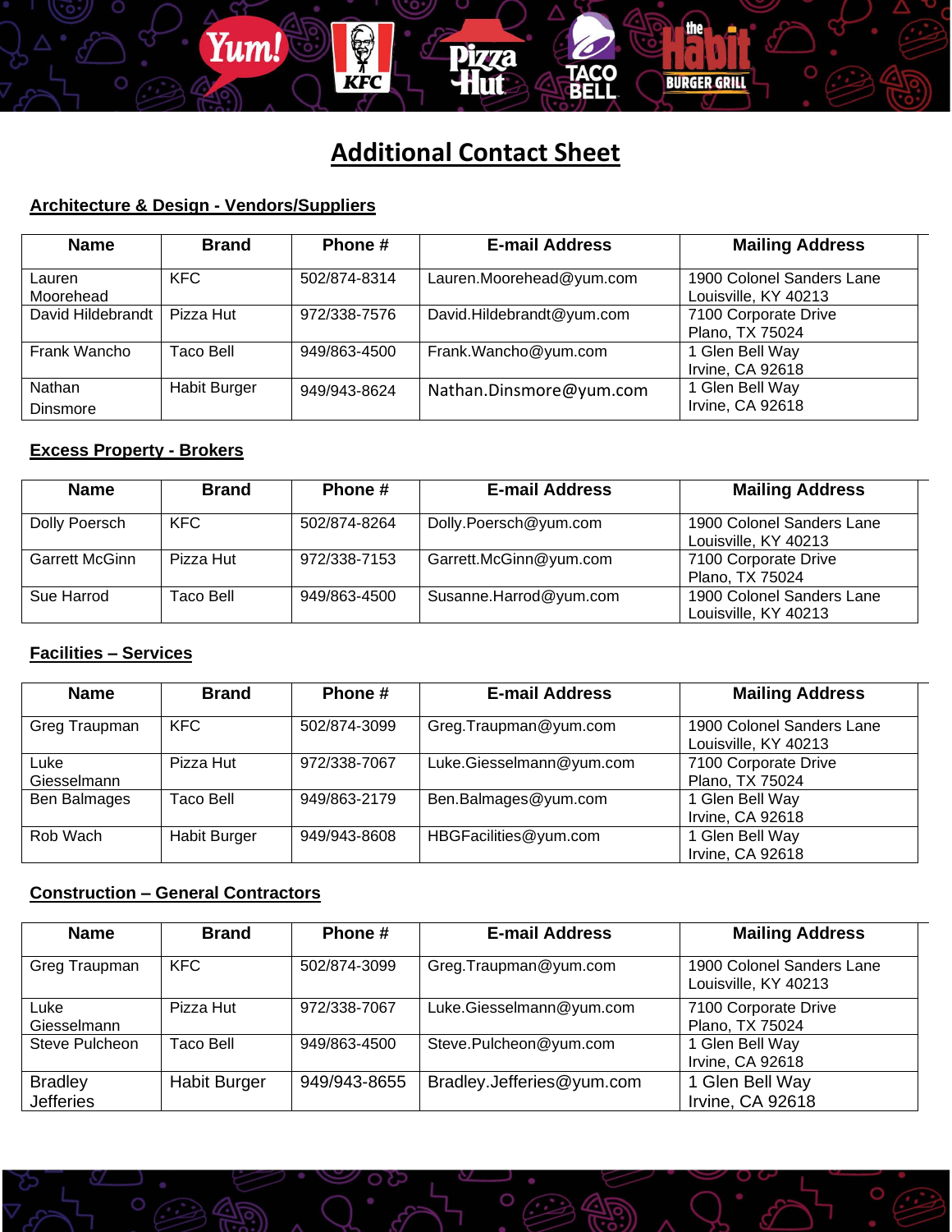# Additional Contact Sheet

## Architecture & Design - Vendors/Suppliers

| Name | Brand | Phone # | E-mail Address | Mailing Address |
| --- | --- | --- | --- | --- |
| Lauren Moorehead | KFC | 502/874-8314 | Lauren.Moorehead@yum.com | 1900 Colonel Sanders Lane Louisville, KY 40213 |
| David Hildebrandt | Pizza Hut | 972/338-7576 | David.Hildebrandt@yum.com | 7100 Corporate Drive Plano, TX 75024 |
| Frank Wancho | Taco Bell | 949/863-4500 | Frank.Wancho@yum.com | 1 Glen Bell Way Irvine, CA 92618 |
| Nathan Dinsmore | Habit Burger | 949/943-8624 | Nathan.Dinsmore@yum.com | 1 Glen Bell Way Irvine, CA 92618 |

## Excess Property - Brokers

| Name | Brand | Phone # | E-mail Address | Mailing Address |
| --- | --- | --- | --- | --- |
| Dolly Poersch | KFC | 502/874-8264 | Dolly.Poersch@yum.com | 1900 Colonel Sanders Lane Louisville, KY 40213 |
| Garrett McGinn | Pizza Hut | 972/338-7153 | Garrett.McGinn@yum.com | 7100 Corporate Drive Plano, TX 75024 |
| Sue Harrod | Taco Bell | 949/863-4500 | Susanne.Harrod@yum.com | 1900 Colonel Sanders Lane Louisville, KY 40213 |

## Facilities – Services

| Name | Brand | Phone # | E-mail Address | Mailing Address |
| --- | --- | --- | --- | --- |
| Greg Traupman | KFC | 502/874-3099 | Greg.Traupman@yum.com | 1900 Colonel Sanders Lane Louisville, KY 40213 |
| Luke Giesselmann | Pizza Hut | 972/338-7067 | Luke.Giesselmann@yum.com | 7100 Corporate Drive Plano, TX 75024 |
| Ben Balmages | Taco Bell | 949/863-2179 | Ben.Balmages@yum.com | 1 Glen Bell Way Irvine, CA 92618 |
| Rob Wach | Habit Burger | 949/943-8608 | HBGFacilities@yum.com | 1 Glen Bell Way Irvine, CA 92618 |

## Construction – General Contractors

| Name | Brand | Phone # | E-mail Address | Mailing Address |
| --- | --- | --- | --- | --- |
| Greg Traupman | KFC | 502/874-3099 | Greg.Traupman@yum.com | 1900 Colonel Sanders Lane Louisville, KY 40213 |
| Luke Giesselmann | Pizza Hut | 972/338-7067 | Luke.Giesselmann@yum.com | 7100 Corporate Drive Plano, TX 75024 |
| Steve Pulcheon | Taco Bell | 949/863-4500 | Steve.Pulcheon@yum.com | 1 Glen Bell Way Irvine, CA 92618 |
| Bradley Jefferies | Habit Burger | 949/943-8655 | Bradley.Jefferies@yum.com | 1 Glen Bell Way Irvine, CA 92618 |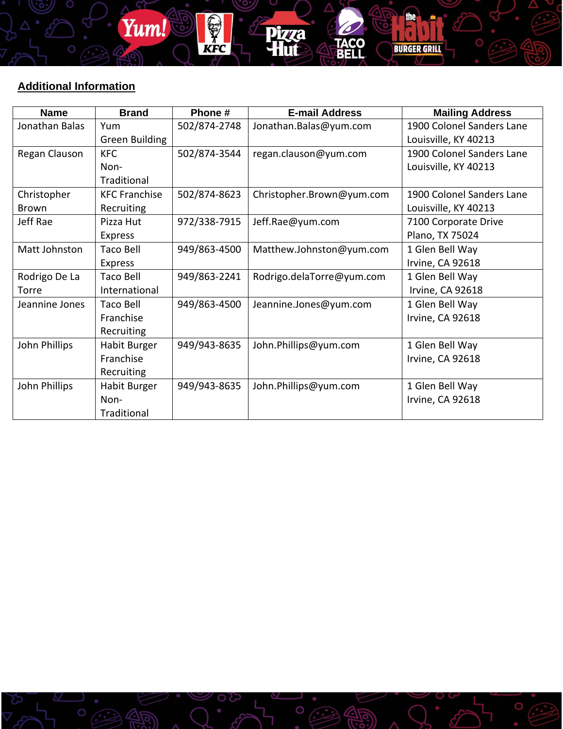## Additional Information

| Name | Brand | Phone # | E-mail Address | Mailing Address |
|---|---|---|---|---|
| Jonathan Balas | Yum Green Building | 502/874-2748 | Jonathan.Balas@yum.com | 1900 Colonel Sanders Lane Louisville, KY 40213 |
| Regan Clauson | KFC Non-Traditional | 502/874-3544 | regan.clauson@yum.com | 1900 Colonel Sanders Lane Louisville, KY 40213 |
| Christopher Brown | KFC Franchise Recruiting | 502/874-8623 | Christopher.Brown@yum.com | 1900 Colonel Sanders Lane Louisville, KY 40213 |
| Jeff Rae | Pizza Hut Express | 972/338-7915 | Jeff.Rae@yum.com | 7100 Corporate Drive Plano, TX 75024 |
| Matt Johnston | Taco Bell Express | 949/863-4500 | Matthew.Johnston@yum.com | 1 Glen Bell Way Irvine, CA 92618 |
| Rodrigo De La Torre | Taco Bell International | 949/863-2241 | Rodrigo.delaTorre@yum.com | 1 Glen Bell Way Irvine, CA 92618 |
| Jeannine Jones | Taco Bell Franchise Recruiting | 949/863-4500 | Jeannine.Jones@yum.com | 1 Glen Bell Way Irvine, CA 92618 |
| John Phillips | Habit Burger Franchise Recruiting | 949/943-8635 | John.Phillips@yum.com | 1 Glen Bell Way Irvine, CA 92618 |
| John Phillips | Habit Burger Non-Traditional | 949/943-8635 | John.Phillips@yum.com | 1 Glen Bell Way Irvine, CA 92618 |